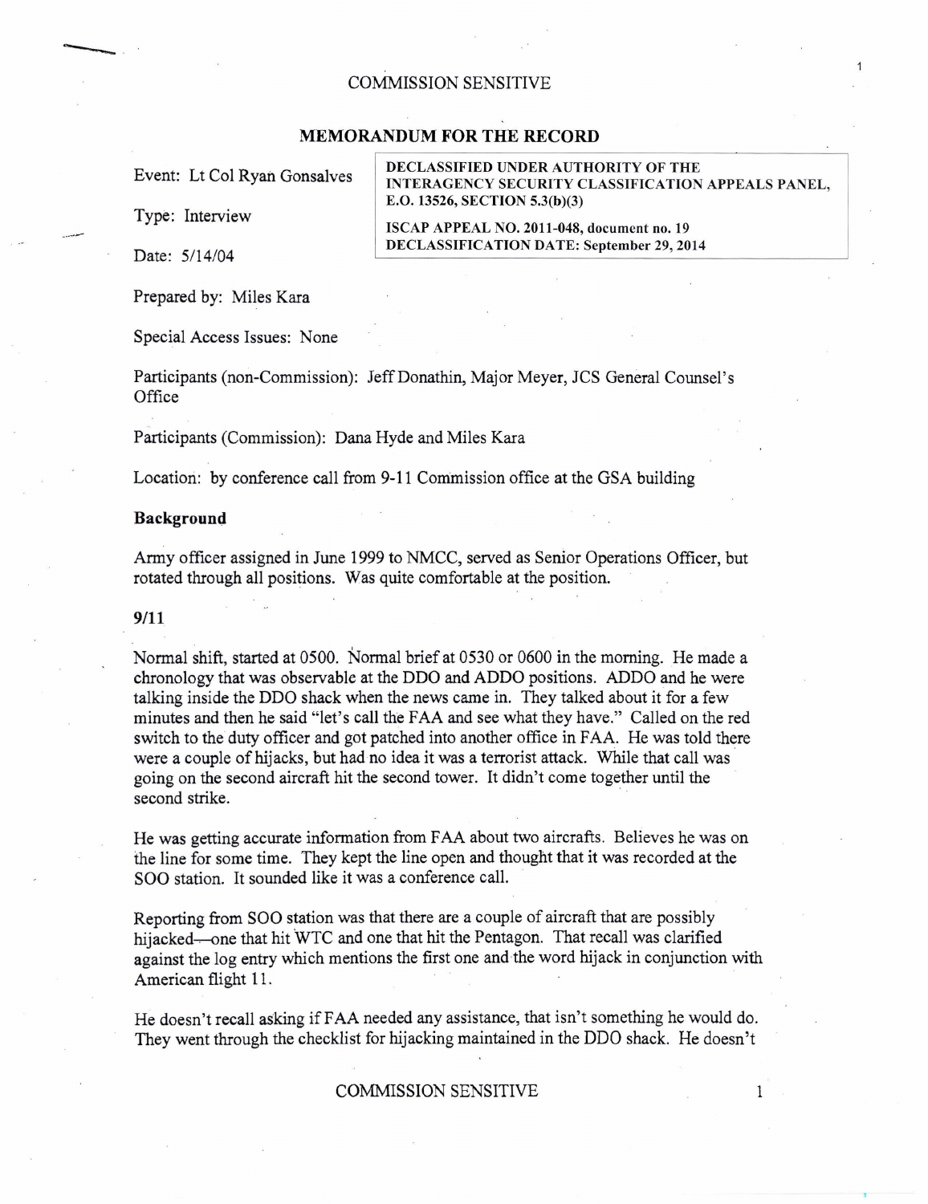COMMISSION SENSITIVE

# MEMORANDUM FOR THE RECORD

Event: Lt Col Ryan Gonsalves

Type: Interview

Date: 5/14/04

**DECLASSIFIED UNDER AUTHORITY OF THE INTERAGENCY SECURITY CLASSIFICATION APPEALS PANEL, E.O. 13526, SECTION 5.3(b)(3)**

**ISCAP APPEAL NO. 2011-048, document no. 19**
**DECLASSIFICATION DATE: September 29, 2014**

Prepared by: Miles Kara

Special Access Issues: None

Participants (non-Commission): Jeff Donathin, Major Meyer, JCS General Counsel's Office

Participants (Commission): Dana Hyde and Miles Kara

Location: by conference call from 9-11 Commission office at the GSA building

## Background

Army officer assigned in June 1999 to NMCC, served as Senior Operations Officer, but rotated through all positions. Was quite comfortable at the position.

## 9/11

Normal shift, started at 0500. Normal brief at 0530 or 0600 in the morning. He made a chronology that was observable at the DDO and ADDO positions. ADDO and he were talking inside the DDO shack when the news came in. They talked about it for a few minutes and then he said "let's call the FAA and see what they have." Called on the red switch to the duty officer and got patched into another office in FAA. He was told there were a couple of hijacks, but had no idea it was a terrorist attack. While that call was going on the second aircraft hit the second tower. It didn't come together until the second strike.

He was getting accurate information from FAA about two aircrafts. Believes he was on the line for some time. They kept the line open and thought that it was recorded at the SOO station. It sounded like it was a conference call.

Reporting from SOO station was that there are a couple of aircraft that are possibly hijacked—one that hit WTC and one that hit the Pentagon. That recall was clarified against the log entry which mentions the first one and the word hijack in conjunction with American flight 11.

He doesn't recall asking if FAA needed any assistance, that isn't something he would do. They went through the checklist for hijacking maintained in the DDO shack. He doesn't

COMMISSION SENSITIVE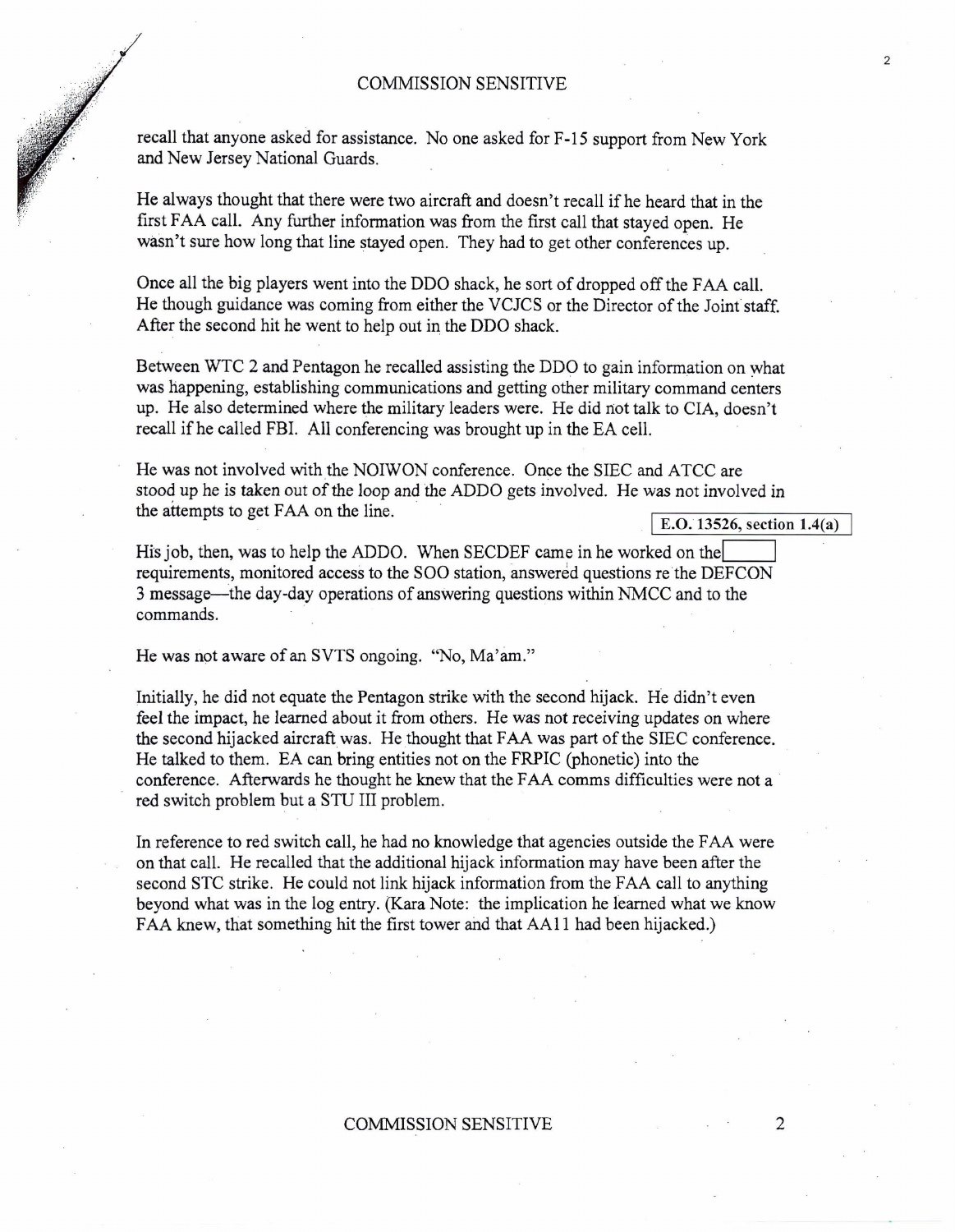recall that anyone asked for assistance. No one asked for F-15 support from New York and New Jersey National Guards.

He always thought that there were two aircraft and doesn't recall if he heard that in the first FAA call. Any further information was from the first call that stayed open. He wasn't sure how long that line stayed open. They had to get other conferences up.

Once all the big players went into the DDO shack, he sort of dropped off the FAA call. He though guidance was coming from either the VCJCS or the Director of the Joint staff. After the second hit he went to help out in the DDO shack.

Between WTC 2 and Pentagon he recalled assisting the DDO to gain information on what was happening, establishing communications and getting other military command centers up. He also determined where the military leaders were. He did not talk to CIA, doesn't recall if he called FBI. All conferencing was brought up in the EA cell.

He was not involved with the NOIWON conference. Once the SIEC and ATCC are stood up he is taken out of the loop and the ADDO gets involved. He was not involved in the attempts to get FAA on the line.

**E.O. 13526, section 1.4(a)**

His job, then, was to help the ADDO. When SECDEF came in he worked on the [ ] requirements, monitored access to the SOO station, answered questions re the DEFCON 3 message—the day-day operations of answering questions within NMCC and to the commands.

He was not aware of an SVTS ongoing. "No, Ma'am."

Initially, he did not equate the Pentagon strike with the second hijack. He didn't even feel the impact, he learned about it from others. He was not receiving updates on where the second hijacked aircraft was. He thought that FAA was part of the SIEC conference. He talked to them. EA can bring entities not on the FRPIC (phonetic) into the conference. Afterwards he thought he knew that the FAA comms difficulties were not a red switch problem but a STU III problem.

In reference to red switch call, he had no knowledge that agencies outside the FAA were on that call. He recalled that the additional hijack information may have been after the second STC strike. He could not link hijack information from the FAA call to anything beyond what was in the log entry. (Kara Note: the implication he learned what we know FAA knew, that something hit the first tower and that AA11 had been hijacked.)